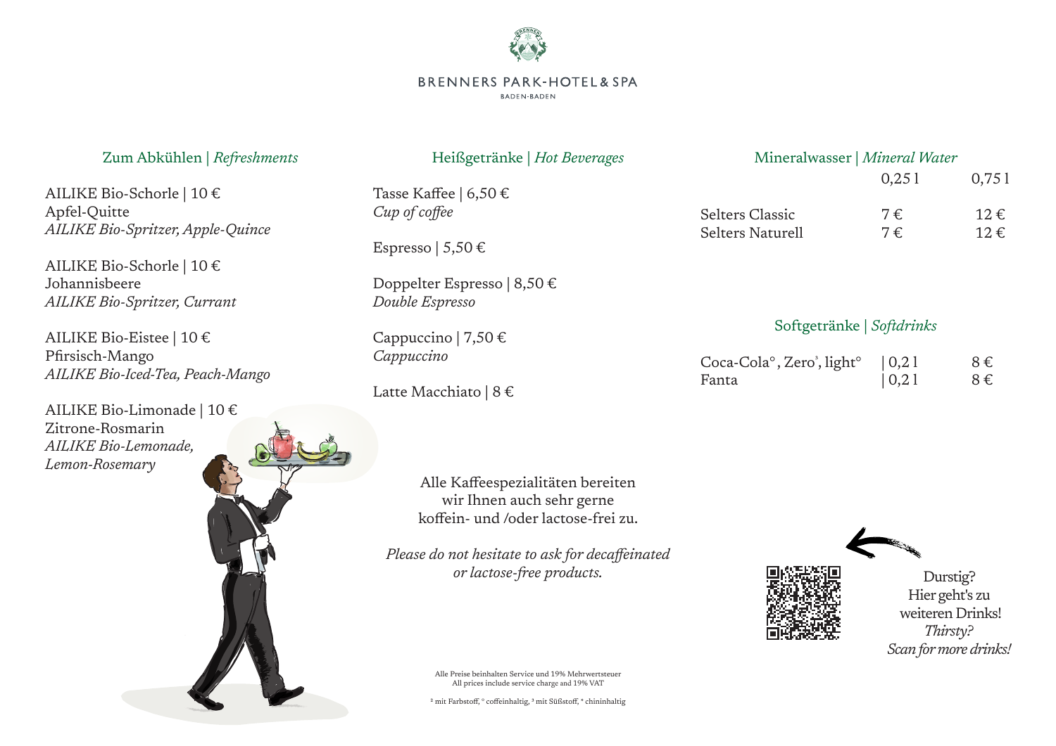# BRENNERS PARK-HOTEL & SPA

BADEN-BADEN

## Zum Abkühlen | *Refreshments*

AILIKE Bio-Schorle | 10 €
Apfel-Quitte
*AILIKE Bio-Spritzer, Apple-Quince*

AILIKE Bio-Schorle | 10 €
Johannisbeere
*AILIKE Bio-Spritzer, Currant*

AILIKE Bio-Eistee | 10 €
Pfirsisch-Mango
*AILIKE Bio-Iced-Tea, Peach-Mango*

AILIKE Bio-Limonade | 10 €
Zitrone-Rosmarin
*AILIKE Bio-Lemonade, Lemon-Rosemary*

## Heißgetränke | *Hot Beverages*

Tasse Kaffee | 6,50 €
*Cup of coffee*

Espresso | 5,50 €

Doppelter Espresso | 8,50 €
*Double Espresso*

Cappuccino | 7,50 €
*Cappuccino*

Latte Macchiato | 8 €

Alle Kaffeespezialitäten bereiten wir Ihnen auch sehr gerne koffein- und /oder lactose-frei zu.

*Please do not hesitate to ask for decaffeinated or lactose-free products.*

## Mineralwasser | *Mineral Water*

| | 0,25 l | 0,75 l |
|---|---|---|
| Selters Classic | 7 € | 12 € |
| Selters Naturell | 7 € | 12 € |

## Softgetränke | *Softdrinks*

| | | |
|---|---|---|
| Coca-Cola°, Zero³, light° | 0,2 l | 8 € |
| Fanta | 0,2 l | 8 € |

Durstig?
Hier geht's zu weiteren Drinks!
*Thirsty?*
*Scan for more drinks!*

Alle Preise beinhalten Service und 19% Mehrwertsteuer
All prices include service charge and 19% VAT

² mit Farbstoff, ° coffeinhaltig, ³ mit Süßstoff, * chininhaltig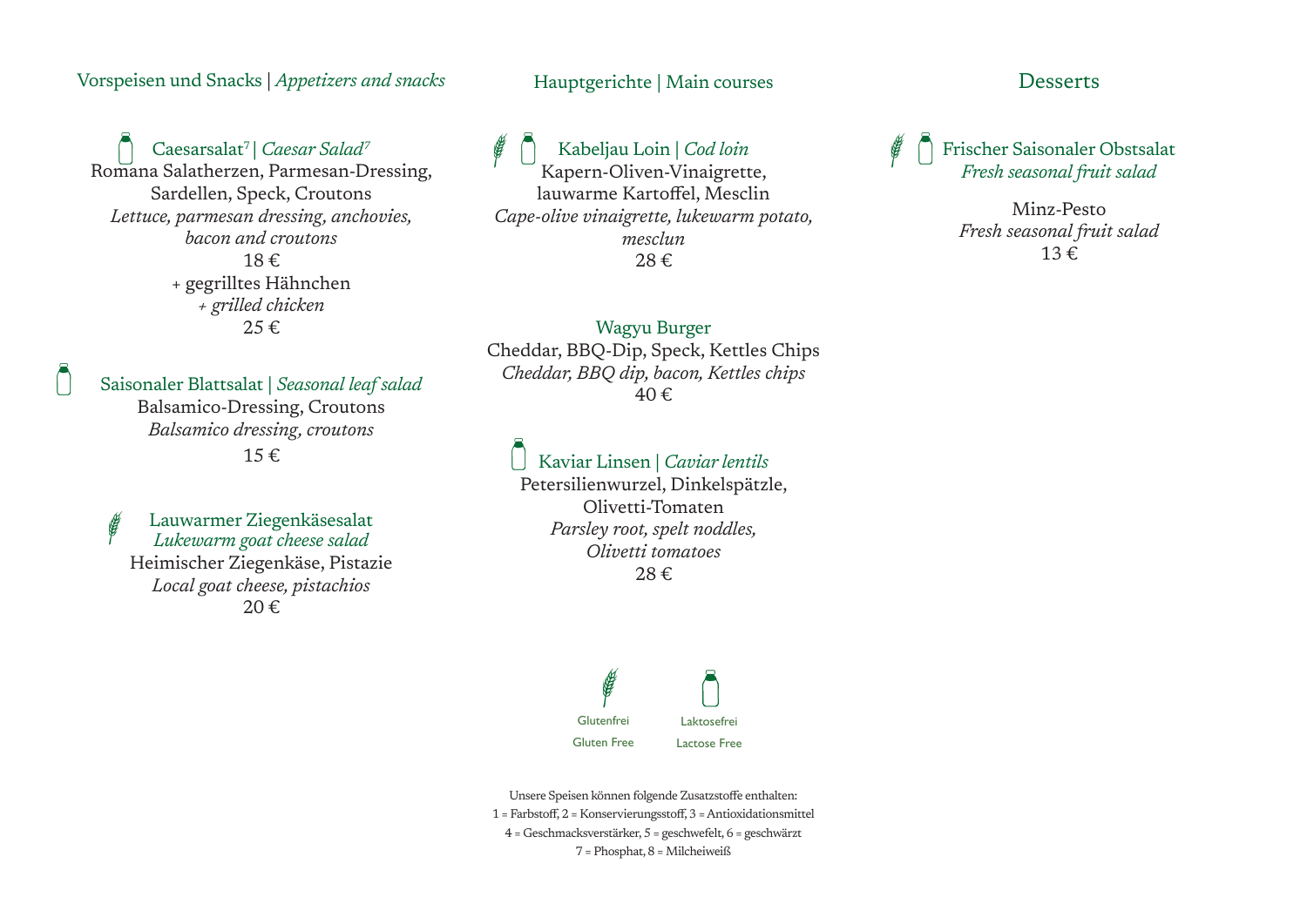## Vorspeisen und Snacks | *Appetizers and snacks*

### Caesarsalat[7] | *Caesar Salad[7]*

Romana Salatherzen, Parmesan-Dressing, Sardellen, Speck, Croutons
*Lettuce, parmesan dressing, anchovies, bacon and croutons*
18 €
+ gegrilltes Hähnchen
*+ grilled chicken*
25 €

### Saisonaler Blattsalat | *Seasonal leaf salad*

Balsamico-Dressing, Croutons
*Balsamico dressing, croutons*
15 €

### Lauwarmer Ziegenkäsesalat
*Lukewarm goat cheese salad*

Heimischer Ziegenkäse, Pistazie
*Local goat cheese, pistachios*
20 €

## Hauptgerichte | Main courses

### Kabeljau Loin | *Cod loin*

Kapern-Oliven-Vinaigrette, lauwarme Kartoffel, Mesclin
*Cape-olive vinaigrette, lukewarm potato, mesclun*
28 €

### Wagyu Burger

Cheddar, BBQ-Dip, Speck, Kettles Chips
*Cheddar, BBQ dip, bacon, Kettles chips*
40 €

### Kaviar Linsen | *Caviar lentils*

Petersilienwurzel, Dinkelspätzle, Olivetti-Tomaten
*Parsley root, spelt noddles, Olivetti tomatoes*
28 €

## Desserts

### Frischer Saisonaler Obstsalat
*Fresh seasonal fruit salad*

Minz-Pesto
*Fresh seasonal fruit salad*
13 €

Glutenfrei
Gluten Free

Laktosefrei
Lactose Free

Unsere Speisen können folgende Zusatzstoffe enthalten:
1 = Farbstoff, 2 = Konservierungsstoff, 3 = Antioxidationsmittel
4 = Geschmacksverstärker, 5 = geschwefelt, 6 = geschwärzt
7 = Phosphat, 8 = Milcheiweiß